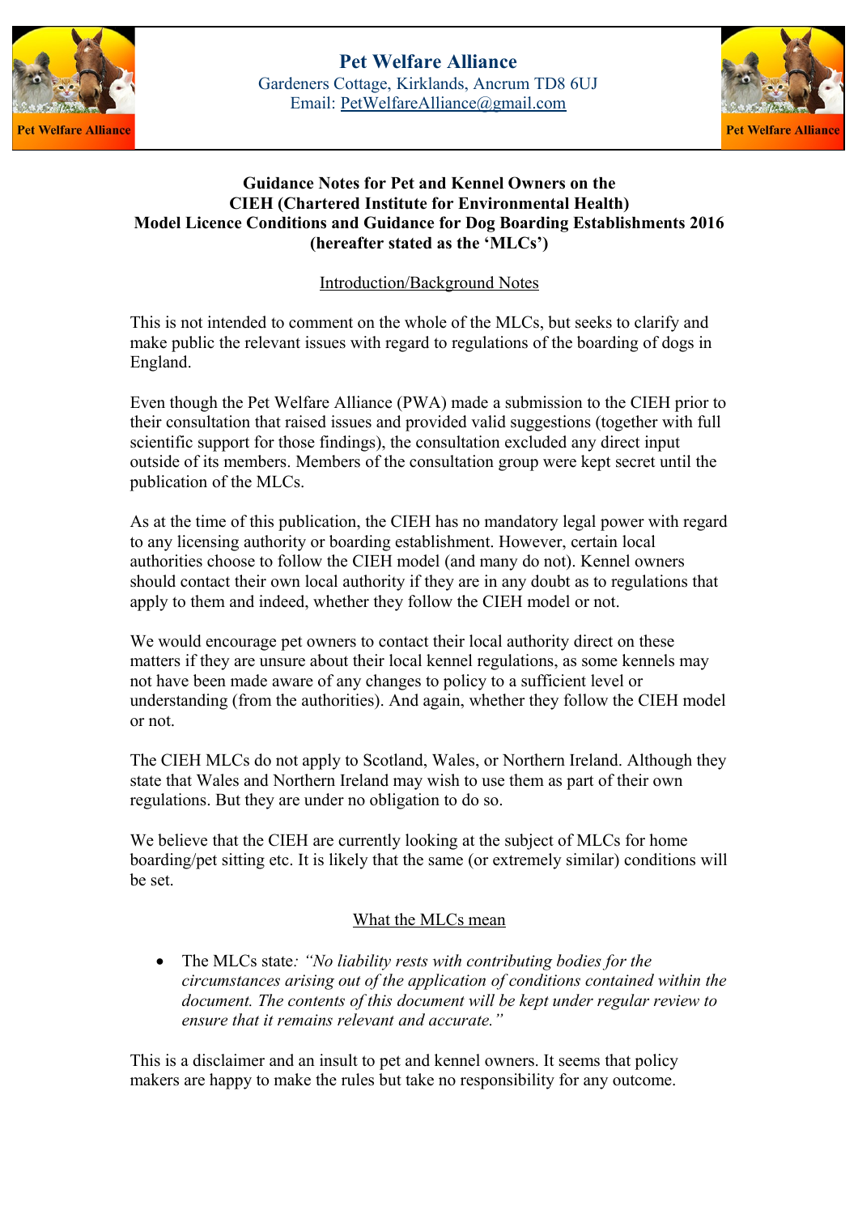# Pet Welfare Alliance

Gardeners Cottage, Kirklands, Ancrum TD8 6UJ
Email: PetWelfareAlliance@gmail.com

**Guidance Notes for Pet and Kennel Owners on the CIEH (Chartered Institute for Environmental Health) Model Licence Conditions and Guidance for Dog Boarding Establishments 2016 (hereafter stated as the 'MLCs')**

## Introduction/Background Notes

This is not intended to comment on the whole of the MLCs, but seeks to clarify and make public the relevant issues with regard to regulations of the boarding of dogs in England.

Even though the Pet Welfare Alliance (PWA) made a submission to the CIEH prior to their consultation that raised issues and provided valid suggestions (together with full scientific support for those findings), the consultation excluded any direct input outside of its members. Members of the consultation group were kept secret until the publication of the MLCs.

As at the time of this publication, the CIEH has no mandatory legal power with regard to any licensing authority or boarding establishment. However, certain local authorities choose to follow the CIEH model (and many do not). Kennel owners should contact their own local authority if they are in any doubt as to regulations that apply to them and indeed, whether they follow the CIEH model or not.

We would encourage pet owners to contact their local authority direct on these matters if they are unsure about their local kennel regulations, as some kennels may not have been made aware of any changes to policy to a sufficient level or understanding (from the authorities). And again, whether they follow the CIEH model or not.

The CIEH MLCs do not apply to Scotland, Wales, or Northern Ireland. Although they state that Wales and Northern Ireland may wish to use them as part of their own regulations. But they are under no obligation to do so.

We believe that the CIEH are currently looking at the subject of MLCs for home boarding/pet sitting etc. It is likely that the same (or extremely similar) conditions will be set.

## What the MLCs mean

- The MLCs state*: "No liability rests with contributing bodies for the circumstances arising out of the application of conditions contained within the document. The contents of this document will be kept under regular review to ensure that it remains relevant and accurate."*

This is a disclaimer and an insult to pet and kennel owners. It seems that policy makers are happy to make the rules but take no responsibility for any outcome.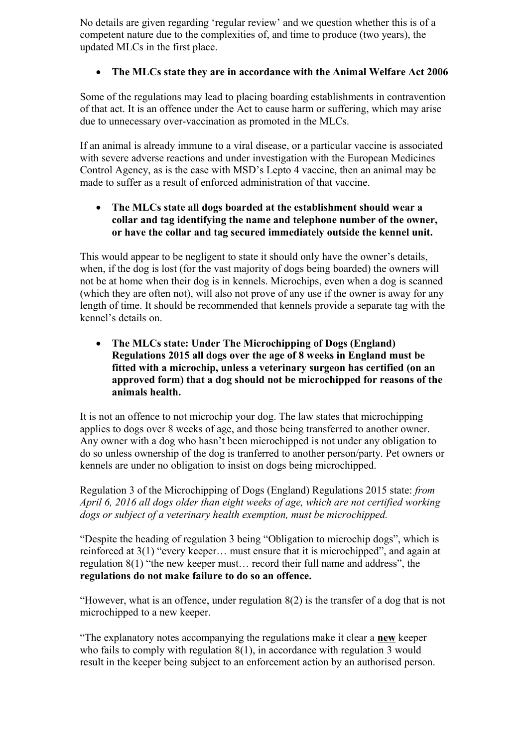No details are given regarding 'regular review' and we question whether this is of a competent nature due to the complexities of, and time to produce (two years), the updated MLCs in the first place.

- **The MLCs state they are in accordance with the Animal Welfare Act 2006**

Some of the regulations may lead to placing boarding establishments in contravention of that act. It is an offence under the Act to cause harm or suffering, which may arise due to unnecessary over-vaccination as promoted in the MLCs.

If an animal is already immune to a viral disease, or a particular vaccine is associated with severe adverse reactions and under investigation with the European Medicines Control Agency, as is the case with MSD's Lepto 4 vaccine, then an animal may be made to suffer as a result of enforced administration of that vaccine.

- **The MLCs state all dogs boarded at the establishment should wear a collar and tag identifying the name and telephone number of the owner, or have the collar and tag secured immediately outside the kennel unit.**

This would appear to be negligent to state it should only have the owner's details, when, if the dog is lost (for the vast majority of dogs being boarded) the owners will not be at home when their dog is in kennels. Microchips, even when a dog is scanned (which they are often not), will also not prove of any use if the owner is away for any length of time. It should be recommended that kennels provide a separate tag with the kennel's details on.

- **The MLCs state: Under The Microchipping of Dogs (England) Regulations 2015 all dogs over the age of 8 weeks in England must be fitted with a microchip, unless a veterinary surgeon has certified (on an approved form) that a dog should not be microchipped for reasons of the animals health.**

It is not an offence to not microchip your dog. The law states that microchipping applies to dogs over 8 weeks of age, and those being transferred to another owner. Any owner with a dog who hasn't been microchipped is not under any obligation to do so unless ownership of the dog is tranferred to another person/party. Pet owners or kennels are under no obligation to insist on dogs being microchipped.

Regulation 3 of the Microchipping of Dogs (England) Regulations 2015 state: *from April 6, 2016 all dogs older than eight weeks of age, which are not certified working dogs or subject of a veterinary health exemption, must be microchipped.*

"Despite the heading of regulation 3 being "Obligation to microchip dogs", which is reinforced at 3(1) "every keeper… must ensure that it is microchipped", and again at regulation 8(1) "the new keeper must… record their full name and address", the **regulations do not make failure to do so an offence.**

"However, what is an offence, under regulation 8(2) is the transfer of a dog that is not microchipped to a new keeper.

"The explanatory notes accompanying the regulations make it clear a **new** keeper who fails to comply with regulation 8(1), in accordance with regulation 3 would result in the keeper being subject to an enforcement action by an authorised person.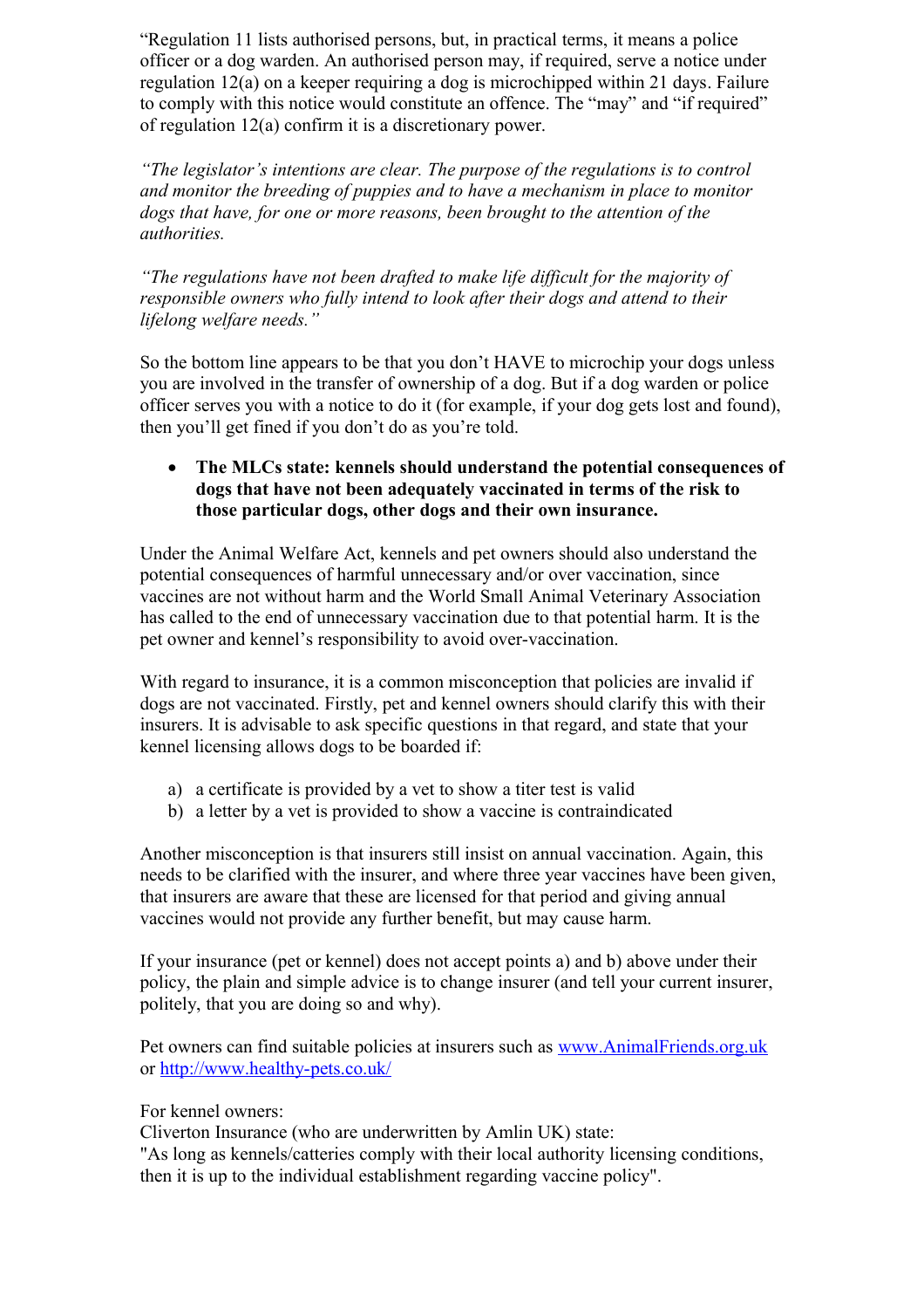"Regulation 11 lists authorised persons, but, in practical terms, it means a police officer or a dog warden. An authorised person may, if required, serve a notice under regulation 12(a) on a keeper requiring a dog is microchipped within 21 days. Failure to comply with this notice would constitute an offence. The "may" and "if required" of regulation 12(a) confirm it is a discretionary power.

*"The legislator's intentions are clear. The purpose of the regulations is to control and monitor the breeding of puppies and to have a mechanism in place to monitor dogs that have, for one or more reasons, been brought to the attention of the authorities.*

*"The regulations have not been drafted to make life difficult for the majority of responsible owners who fully intend to look after their dogs and attend to their lifelong welfare needs."*

So the bottom line appears to be that you don't HAVE to microchip your dogs unless you are involved in the transfer of ownership of a dog. But if a dog warden or police officer serves you with a notice to do it (for example, if your dog gets lost and found), then you'll get fined if you don't do as you're told.

- **The MLCs state: kennels should understand the potential consequences of dogs that have not been adequately vaccinated in terms of the risk to those particular dogs, other dogs and their own insurance.**

Under the Animal Welfare Act, kennels and pet owners should also understand the potential consequences of harmful unnecessary and/or over vaccination, since vaccines are not without harm and the World Small Animal Veterinary Association has called to the end of unnecessary vaccination due to that potential harm. It is the pet owner and kennel's responsibility to avoid over-vaccination.

With regard to insurance, it is a common misconception that policies are invalid if dogs are not vaccinated. Firstly, pet and kennel owners should clarify this with their insurers. It is advisable to ask specific questions in that regard, and state that your kennel licensing allows dogs to be boarded if:

a) a certificate is provided by a vet to show a titer test is valid
b) a letter by a vet is provided to show a vaccine is contraindicated

Another misconception is that insurers still insist on annual vaccination. Again, this needs to be clarified with the insurer, and where three year vaccines have been given, that insurers are aware that these are licensed for that period and giving annual vaccines would not provide any further benefit, but may cause harm.

If your insurance (pet or kennel) does not accept points a) and b) above under their policy, the plain and simple advice is to change insurer (and tell your current insurer, politely, that you are doing so and why).

Pet owners can find suitable policies at insurers such as [www.AnimalFriends.org.uk](http://www.AnimalFriends.org.uk) or [http://www.healthy-pets.co.uk/](http://www.healthy-pets.co.uk/)

For kennel owners:
Cliverton Insurance (who are underwritten by Amlin UK) state:
"As long as kennels/catteries comply with their local authority licensing conditions, then it is up to the individual establishment regarding vaccine policy".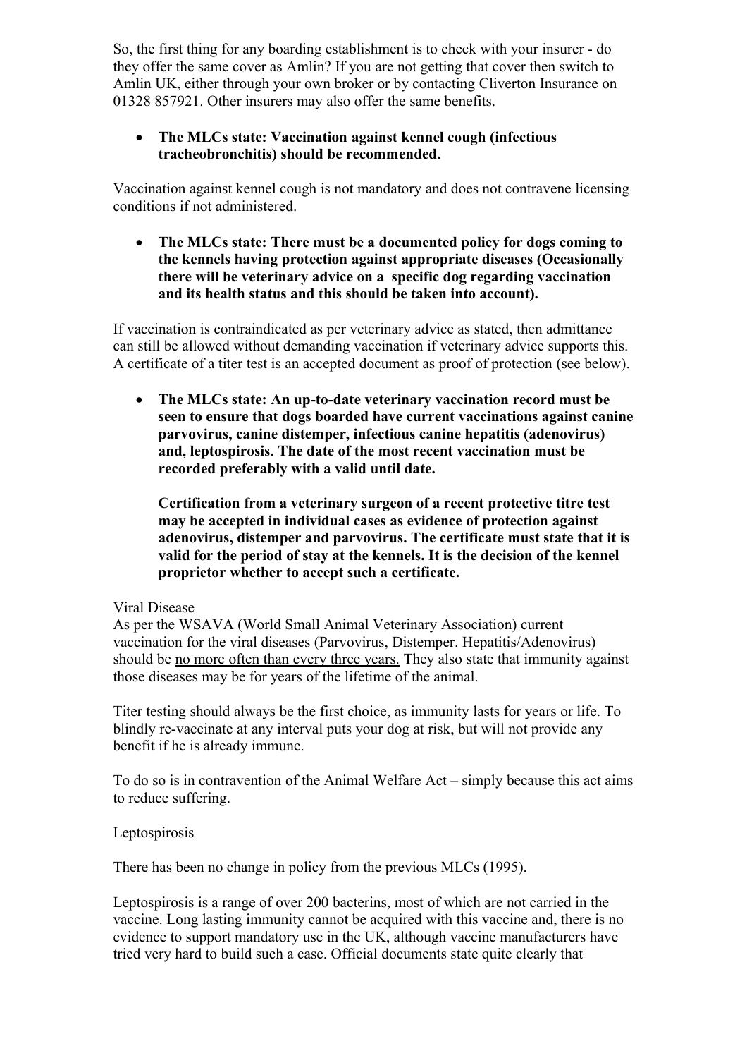So, the first thing for any boarding establishment is to check with your insurer - do they offer the same cover as Amlin? If you are not getting that cover then switch to Amlin UK, either through your own broker or by contacting Cliverton Insurance on 01328 857921. Other insurers may also offer the same benefits.

- **The MLCs state: Vaccination against kennel cough (infectious tracheobronchitis) should be recommended.**

Vaccination against kennel cough is not mandatory and does not contravene licensing conditions if not administered.

- **The MLCs state: There must be a documented policy for dogs coming to the kennels having protection against appropriate diseases (Occasionally there will be veterinary advice on a specific dog regarding vaccination and its health status and this should be taken into account).**

If vaccination is contraindicated as per veterinary advice as stated, then admittance can still be allowed without demanding vaccination if veterinary advice supports this. A certificate of a titer test is an accepted document as proof of protection (see below).

- **The MLCs state: An up-to-date veterinary vaccination record must be seen to ensure that dogs boarded have current vaccinations against canine parvovirus, canine distemper, infectious canine hepatitis (adenovirus) and, leptospirosis. The date of the most recent vaccination must be recorded preferably with a valid until date.**

  **Certification from a veterinary surgeon of a recent protective titre test may be accepted in individual cases as evidence of protection against adenovirus, distemper and parvovirus. The certificate must state that it is valid for the period of stay at the kennels. It is the decision of the kennel proprietor whether to accept such a certificate.**

<u>Viral Disease</u>

As per the WSAVA (World Small Animal Veterinary Association) current vaccination for the viral diseases (Parvovirus, Distemper. Hepatitis/Adenovirus) should be <u>no more often than every three years.</u> They also state that immunity against those diseases may be for years of the lifetime of the animal.

Titer testing should always be the first choice, as immunity lasts for years or life. To blindly re-vaccinate at any interval puts your dog at risk, but will not provide any benefit if he is already immune.

To do so is in contravention of the Animal Welfare Act – simply because this act aims to reduce suffering.

<u>Leptospirosis</u>

There has been no change in policy from the previous MLCs (1995).

Leptospirosis is a range of over 200 bacterins, most of which are not carried in the vaccine. Long lasting immunity cannot be acquired with this vaccine and, there is no evidence to support mandatory use in the UK, although vaccine manufacturers have tried very hard to build such a case. Official documents state quite clearly that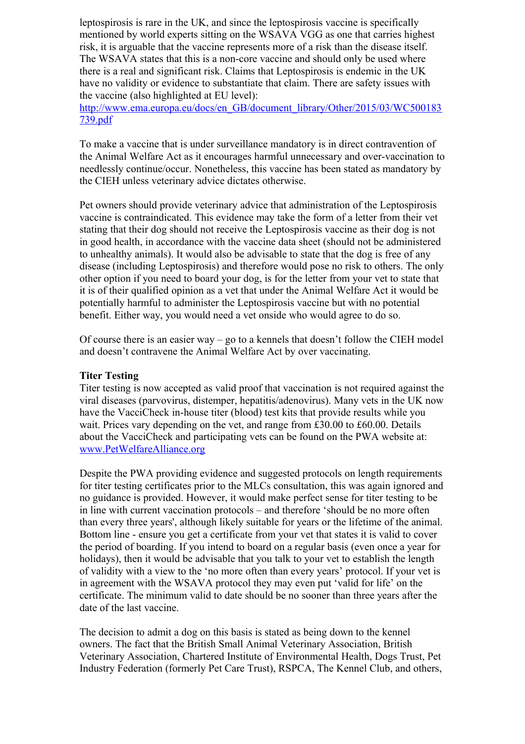leptospirosis is rare in the UK, and since the leptospirosis vaccine is specifically mentioned by world experts sitting on the WSAVA VGG as one that carries highest risk, it is arguable that the vaccine represents more of a risk than the disease itself. The WSAVA states that this is a non-core vaccine and should only be used where there is a real and significant risk. Claims that Leptospirosis is endemic in the UK have no validity or evidence to substantiate that claim. There are safety issues with the vaccine (also highlighted at EU level): [http://www.ema.europa.eu/docs/en_GB/document_library/Other/2015/03/WC500183739.pdf](http://www.ema.europa.eu/docs/en_GB/document_library/Other/2015/03/WC500183739.pdf)

To make a vaccine that is under surveillance mandatory is in direct contravention of the Animal Welfare Act as it encourages harmful unnecessary and over-vaccination to needlessly continue/occur. Nonetheless, this vaccine has been stated as mandatory by the CIEH unless veterinary advice dictates otherwise.

Pet owners should provide veterinary advice that administration of the Leptospirosis vaccine is contraindicated. This evidence may take the form of a letter from their vet stating that their dog should not receive the Leptospirosis vaccine as their dog is not in good health, in accordance with the vaccine data sheet (should not be administered to unhealthy animals). It would also be advisable to state that the dog is free of any disease (including Leptospirosis) and therefore would pose no risk to others. The only other option if you need to board your dog, is for the letter from your vet to state that it is of their qualified opinion as a vet that under the Animal Welfare Act it would be potentially harmful to administer the Leptospirosis vaccine but with no potential benefit. Either way, you would need a vet onside who would agree to do so.

Of course there is an easier way – go to a kennels that doesn't follow the CIEH model and doesn't contravene the Animal Welfare Act by over vaccinating.

**Titer Testing**

Titer testing is now accepted as valid proof that vaccination is not required against the viral diseases (parvovirus, distemper, hepatitis/adenovirus). Many vets in the UK now have the VacciCheck in-house titer (blood) test kits that provide results while you wait. Prices vary depending on the vet, and range from £30.00 to £60.00. Details about the VacciCheck and participating vets can be found on the PWA website at: [www.PetWelfareAlliance.org](http://www.PetWelfareAlliance.org)

Despite the PWA providing evidence and suggested protocols on length requirements for titer testing certificates prior to the MLCs consultation, this was again ignored and no guidance is provided. However, it would make perfect sense for titer testing to be in line with current vaccination protocols – and therefore 'should be no more often than every three years', although likely suitable for years or the lifetime of the animal. Bottom line - ensure you get a certificate from your vet that states it is valid to cover the period of boarding. If you intend to board on a regular basis (even once a year for holidays), then it would be advisable that you talk to your vet to establish the length of validity with a view to the 'no more often than every years' protocol. If your vet is in agreement with the WSAVA protocol they may even put 'valid for life' on the certificate. The minimum valid to date should be no sooner than three years after the date of the last vaccine.

The decision to admit a dog on this basis is stated as being down to the kennel owners. The fact that the British Small Animal Veterinary Association, British Veterinary Association, Chartered Institute of Environmental Health, Dogs Trust, Pet Industry Federation (formerly Pet Care Trust), RSPCA, The Kennel Club, and others,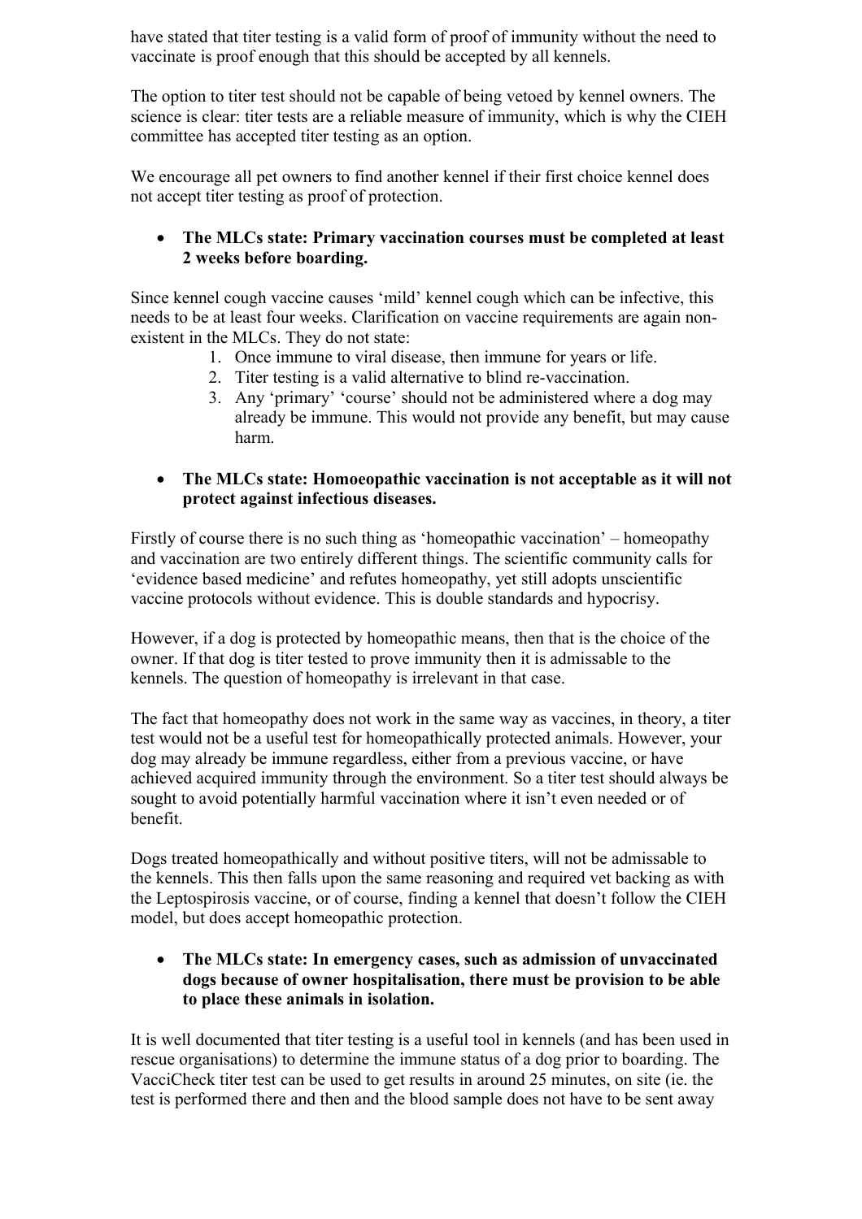have stated that titer testing is a valid form of proof of immunity without the need to vaccinate is proof enough that this should be accepted by all kennels.

The option to titer test should not be capable of being vetoed by kennel owners. The science is clear: titer tests are a reliable measure of immunity, which is why the CIEH committee has accepted titer testing as an option.

We encourage all pet owners to find another kennel if their first choice kennel does not accept titer testing as proof of protection.

- **The MLCs state: Primary vaccination courses must be completed at least 2 weeks before boarding.**

Since kennel cough vaccine causes 'mild' kennel cough which can be infective, this needs to be at least four weeks. Clarification on vaccine requirements are again non-existent in the MLCs. They do not state:

1. Once immune to viral disease, then immune for years or life.
2. Titer testing is a valid alternative to blind re-vaccination.
3. Any 'primary' 'course' should not be administered where a dog may already be immune. This would not provide any benefit, but may cause harm.

- **The MLCs state: Homoeopathic vaccination is not acceptable as it will not protect against infectious diseases.**

Firstly of course there is no such thing as 'homeopathic vaccination' – homeopathy and vaccination are two entirely different things. The scientific community calls for 'evidence based medicine' and refutes homeopathy, yet still adopts unscientific vaccine protocols without evidence. This is double standards and hypocrisy.

However, if a dog is protected by homeopathic means, then that is the choice of the owner. If that dog is titer tested to prove immunity then it is admissable to the kennels. The question of homeopathy is irrelevant in that case.

The fact that homeopathy does not work in the same way as vaccines, in theory, a titer test would not be a useful test for homeopathically protected animals. However, your dog may already be immune regardless, either from a previous vaccine, or have achieved acquired immunity through the environment. So a titer test should always be sought to avoid potentially harmful vaccination where it isn't even needed or of benefit.

Dogs treated homeopathically and without positive titers, will not be admissable to the kennels. This then falls upon the same reasoning and required vet backing as with the Leptospirosis vaccine, or of course, finding a kennel that doesn't follow the CIEH model, but does accept homeopathic protection.

- **The MLCs state: In emergency cases, such as admission of unvaccinated dogs because of owner hospitalisation, there must be provision to be able to place these animals in isolation.**

It is well documented that titer testing is a useful tool in kennels (and has been used in rescue organisations) to determine the immune status of a dog prior to boarding. The VacciCheck titer test can be used to get results in around 25 minutes, on site (ie. the test is performed there and then and the blood sample does not have to be sent away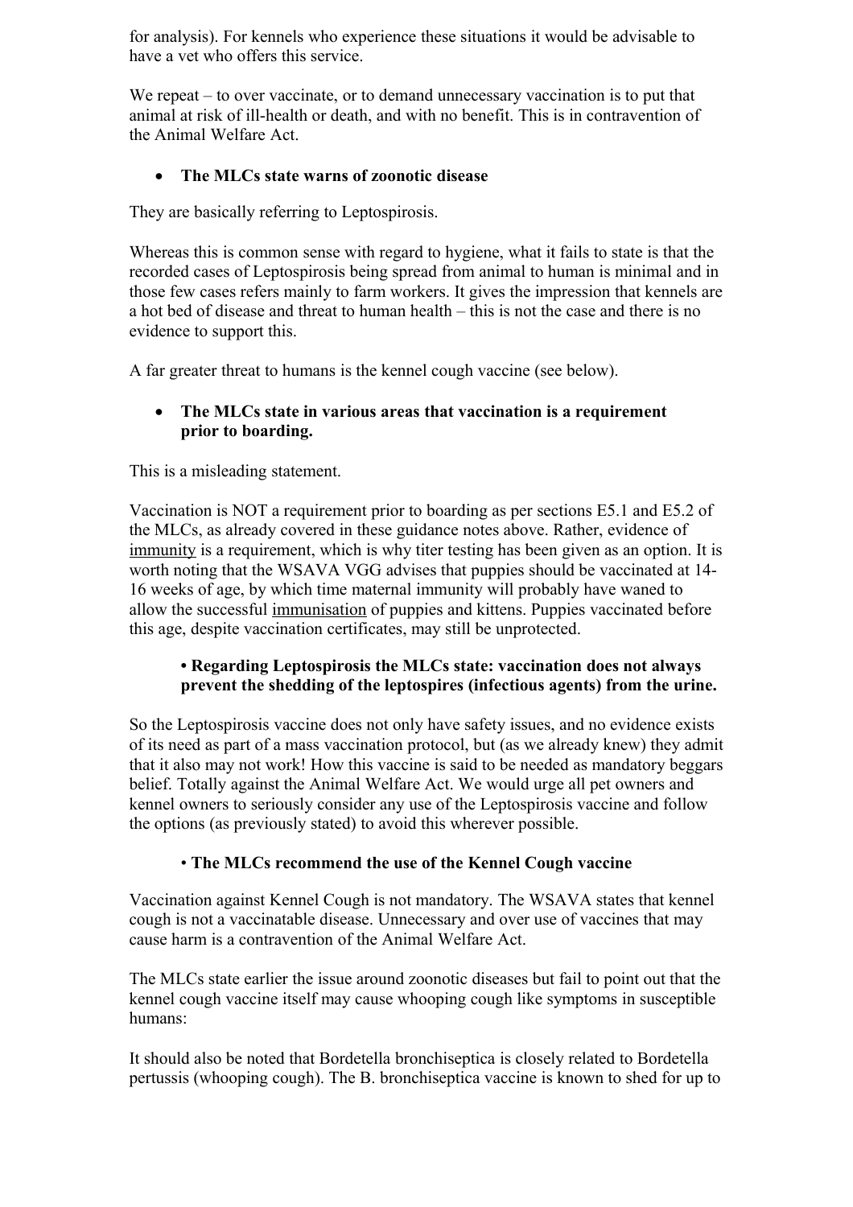for analysis). For kennels who experience these situations it would be advisable to have a vet who offers this service.

We repeat – to over vaccinate, or to demand unnecessary vaccination is to put that animal at risk of ill-health or death, and with no benefit. This is in contravention of the Animal Welfare Act.

- **The MLCs state warns of zoonotic disease**

They are basically referring to Leptospirosis.

Whereas this is common sense with regard to hygiene, what it fails to state is that the recorded cases of Leptospirosis being spread from animal to human is minimal and in those few cases refers mainly to farm workers. It gives the impression that kennels are a hot bed of disease and threat to human health – this is not the case and there is no evidence to support this.

A far greater threat to humans is the kennel cough vaccine (see below).

- **The MLCs state in various areas that vaccination is a requirement prior to boarding.**

This is a misleading statement.

Vaccination is NOT a requirement prior to boarding as per sections E5.1 and E5.2 of the MLCs, as already covered in these guidance notes above. Rather, evidence of <u>immunity</u> is a requirement, which is why titer testing has been given as an option. It is worth noting that the WSAVA VGG advises that puppies should be vaccinated at 14-16 weeks of age, by which time maternal immunity will probably have waned to allow the successful <u>immunisation</u> of puppies and kittens. Puppies vaccinated before this age, despite vaccination certificates, may still be unprotected.

- **Regarding Leptospirosis the MLCs state: vaccination does not always prevent the shedding of the leptospires (infectious agents) from the urine.**

So the Leptospirosis vaccine does not only have safety issues, and no evidence exists of its need as part of a mass vaccination protocol, but (as we already knew) they admit that it also may not work! How this vaccine is said to be needed as mandatory beggars belief. Totally against the Animal Welfare Act. We would urge all pet owners and kennel owners to seriously consider any use of the Leptospirosis vaccine and follow the options (as previously stated) to avoid this wherever possible.

- **The MLCs recommend the use of the Kennel Cough vaccine**

Vaccination against Kennel Cough is not mandatory. The WSAVA states that kennel cough is not a vaccinatable disease. Unnecessary and over use of vaccines that may cause harm is a contravention of the Animal Welfare Act.

The MLCs state earlier the issue around zoonotic diseases but fail to point out that the kennel cough vaccine itself may cause whooping cough like symptoms in susceptible humans:

It should also be noted that Bordetella bronchiseptica is closely related to Bordetella pertussis (whooping cough). The B. bronchiseptica vaccine is known to shed for up to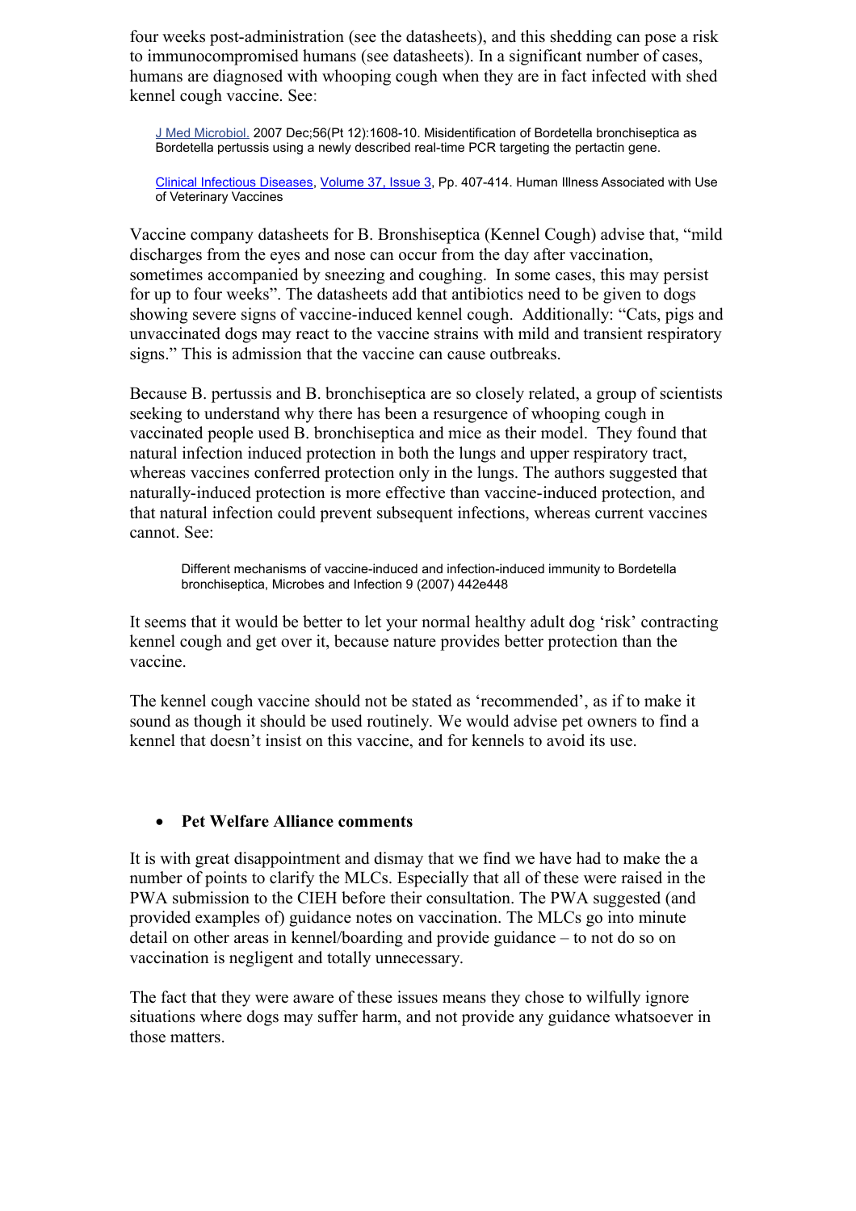four weeks post-administration (see the datasheets), and this shedding can pose a risk to immunocompromised humans (see datasheets). In a significant number of cases, humans are diagnosed with whooping cough when they are in fact infected with shed kennel cough vaccine. See:

> J Med Microbiol. 2007 Dec;56(Pt 12):1608-10. Misidentification of Bordetella bronchiseptica as Bordetella pertussis using a newly described real-time PCR targeting the pertactin gene.
>
> Clinical Infectious Diseases, Volume 37, Issue 3, Pp. 407-414. Human Illness Associated with Use of Veterinary Vaccines

Vaccine company datasheets for B. Bronshiseptica (Kennel Cough) advise that, "mild discharges from the eyes and nose can occur from the day after vaccination, sometimes accompanied by sneezing and coughing. In some cases, this may persist for up to four weeks". The datasheets add that antibiotics need to be given to dogs showing severe signs of vaccine-induced kennel cough. Additionally: "Cats, pigs and unvaccinated dogs may react to the vaccine strains with mild and transient respiratory signs." This is admission that the vaccine can cause outbreaks.

Because B. pertussis and B. bronchiseptica are so closely related, a group of scientists seeking to understand why there has been a resurgence of whooping cough in vaccinated people used B. bronchiseptica and mice as their model. They found that natural infection induced protection in both the lungs and upper respiratory tract, whereas vaccines conferred protection only in the lungs. The authors suggested that naturally-induced protection is more effective than vaccine-induced protection, and that natural infection could prevent subsequent infections, whereas current vaccines cannot. See:

> Different mechanisms of vaccine-induced and infection-induced immunity to Bordetella bronchiseptica, Microbes and Infection 9 (2007) 442e448

It seems that it would be better to let your normal healthy adult dog 'risk' contracting kennel cough and get over it, because nature provides better protection than the vaccine.

The kennel cough vaccine should not be stated as 'recommended', as if to make it sound as though it should be used routinely. We would advise pet owners to find a kennel that doesn't insist on this vaccine, and for kennels to avoid its use.

- **Pet Welfare Alliance comments**

It is with great disappointment and dismay that we find we have had to make the a number of points to clarify the MLCs. Especially that all of these were raised in the PWA submission to the CIEH before their consultation. The PWA suggested (and provided examples of) guidance notes on vaccination. The MLCs go into minute detail on other areas in kennel/boarding and provide guidance – to not do so on vaccination is negligent and totally unnecessary.

The fact that they were aware of these issues means they chose to wilfully ignore situations where dogs may suffer harm, and not provide any guidance whatsoever in those matters.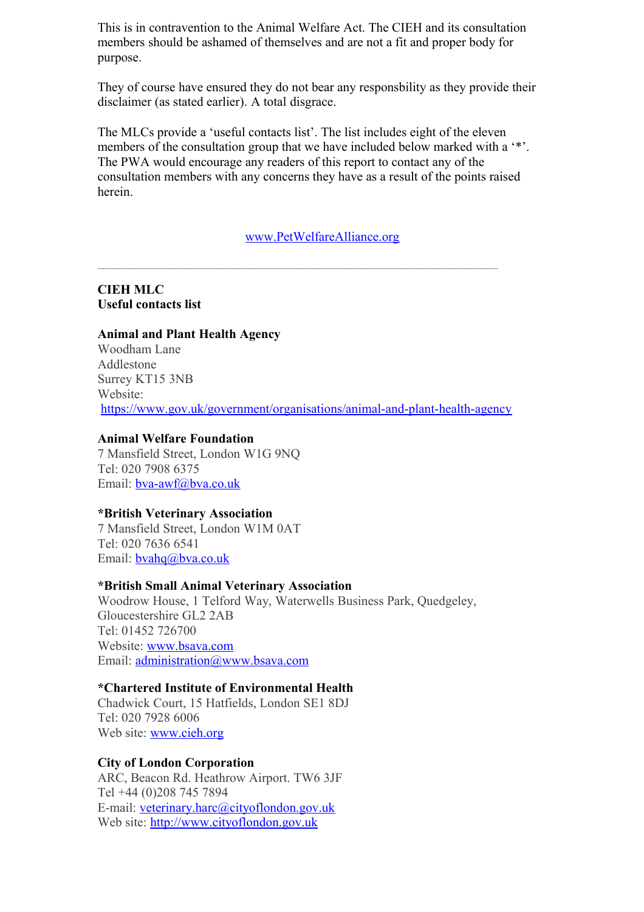This is in contravention to the Animal Welfare Act. The CIEH and its consultation members should be ashamed of themselves and are not a fit and proper body for purpose.

They of course have ensured they do not bear any responsbility as they provide their disclaimer (as stated earlier). A total disgrace.

The MLCs provide a 'useful contacts list'. The list includes eight of the eleven members of the consultation group that we have included below marked with a '*'. The PWA would encourage any readers of this report to contact any of the consultation members with any concerns they have as a result of the points raised herein.

www.PetWelfareAlliance.org

---

**CIEH MLC**
**Useful contacts list**

**Animal and Plant Health Agency**
Woodham Lane
Addlestone
Surrey KT15 3NB
Website:
https://www.gov.uk/government/organisations/animal-and-plant-health-agency

**Animal Welfare Foundation**
7 Mansfield Street, London W1G 9NQ
Tel: 020 7908 6375
Email: bva-awf@bva.co.uk

**\*British Veterinary Association**
7 Mansfield Street, London W1M 0AT
Tel: 020 7636 6541
Email: bvahq@bva.co.uk

**\*British Small Animal Veterinary Association**
Woodrow House, 1 Telford Way, Waterwells Business Park, Quedgeley, Gloucestershire GL2 2AB
Tel: 01452 726700
Website: www.bsava.com
Email: administration@www.bsava.com

**\*Chartered Institute of Environmental Health**
Chadwick Court, 15 Hatfields, London SE1 8DJ
Tel: 020 7928 6006
Web site: www.cieh.org

**City of London Corporation**
ARC, Beacon Rd. Heathrow Airport. TW6 3JF
Tel +44 (0)208 745 7894
E-mail: veterinary.harc@cityoflondon.gov.uk
Web site: http://www.cityoflondon.gov.uk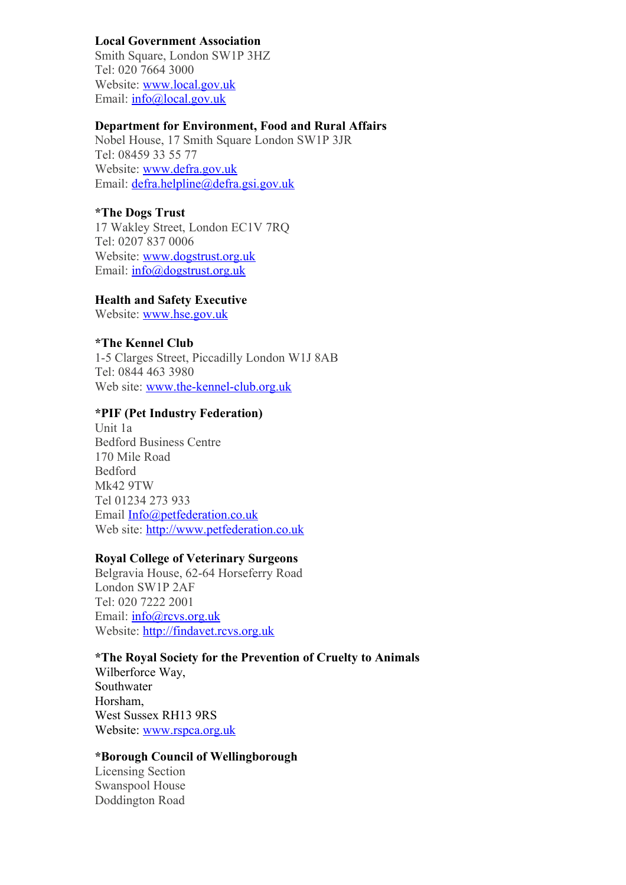**Local Government Association**
Smith Square, London SW1P 3HZ
Tel: 020 7664 3000
Website: www.local.gov.uk
Email: info@local.gov.uk

**Department for Environment, Food and Rural Affairs**
Nobel House, 17 Smith Square London SW1P 3JR
Tel: 08459 33 55 77
Website: www.defra.gov.uk
Email: defra.helpline@defra.gsi.gov.uk

**\*The Dogs Trust**
17 Wakley Street, London EC1V 7RQ
Tel: 0207 837 0006
Website: www.dogstrust.org.uk
Email: info@dogstrust.org.uk

**Health and Safety Executive**
Website: www.hse.gov.uk

**\*The Kennel Club**
1-5 Clarges Street, Piccadilly London W1J 8AB
Tel: 0844 463 3980
Web site: www.the-kennel-club.org.uk

**\*PIF (Pet Industry Federation)**
Unit 1a
Bedford Business Centre
170 Mile Road
Bedford
Mk42 9TW
Tel 01234 273 933
Email Info@petfederation.co.uk
Web site: http://www.petfederation.co.uk

**Royal College of Veterinary Surgeons**
Belgravia House, 62-64 Horseferry Road
London SW1P 2AF
Tel: 020 7222 2001
Email: info@rcvs.org.uk
Website: http://findavet.rcvs.org.uk

**\*The Royal Society for the Prevention of Cruelty to Animals**
Wilberforce Way,
Southwater
Horsham,
West Sussex RH13 9RS
Website: www.rspca.org.uk

**\*Borough Council of Wellingborough**
Licensing Section
Swanspool House
Doddington Road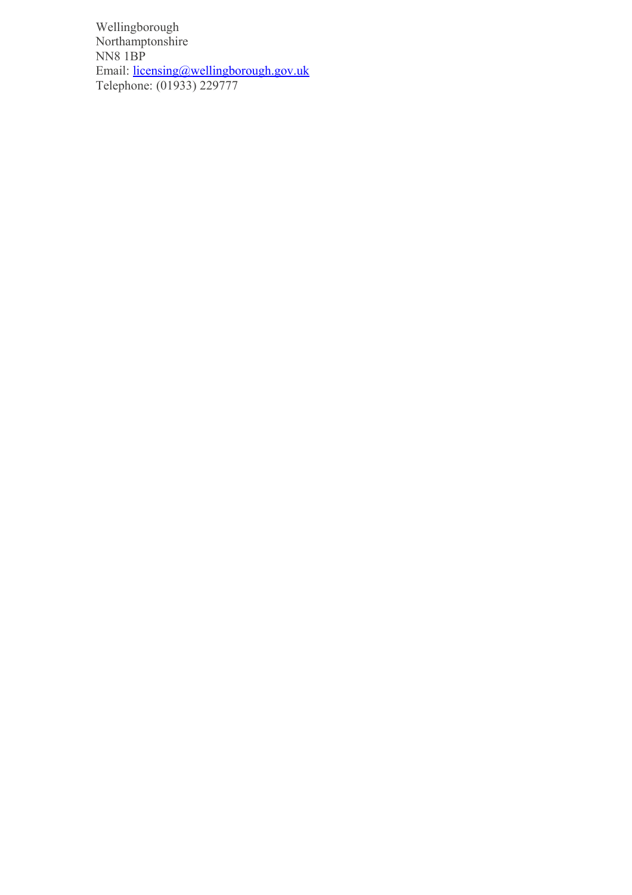Wellingborough
Northamptonshire
NN8 1BP
Email: licensing@wellingborough.gov.uk
Telephone: (01933) 229777